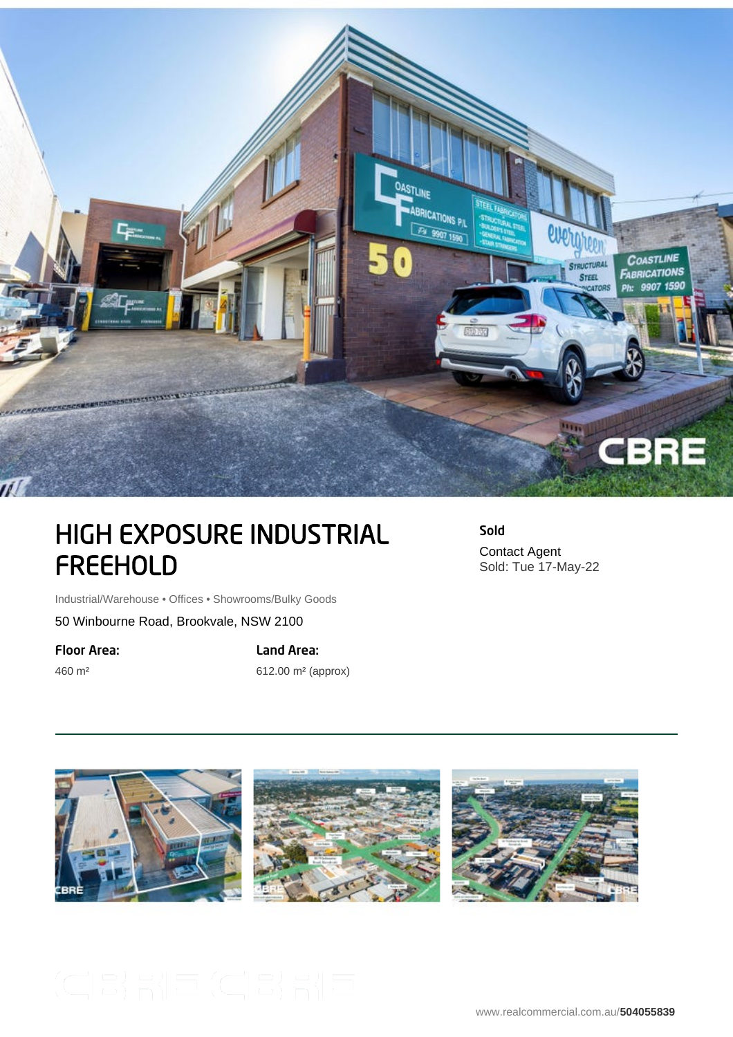# HIGH EXPOSURE INDUSTRIAL FREEHOLD

**Sold**

Contact Agent
Sold: Tue 17-May-22

Industrial/Warehouse • Offices • Showrooms/Bulky Goods

50 Winbourne Road, Brookvale, NSW 2100

**Floor Area:**

460 m²

**Land Area:**

612.00 m² (approx)

www.realcommercial.com.au/**504055839**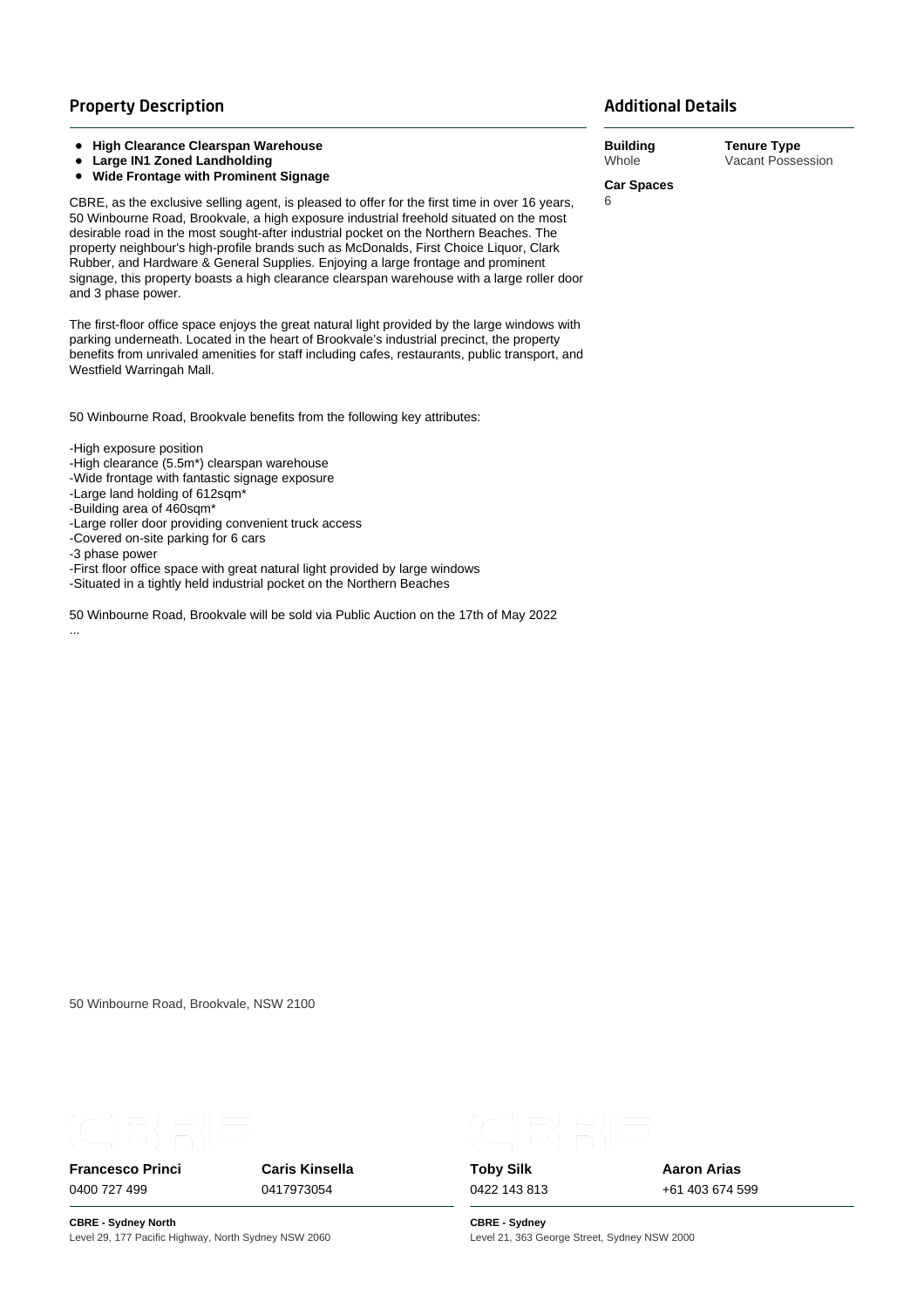## Property Description

- **High Clearance Clearspan Warehouse**
- **Large IN1 Zoned Landholding**
- **Wide Frontage with Prominent Signage**

CBRE, as the exclusive selling agent, is pleased to offer for the first time in over 16 years, 50 Winbourne Road, Brookvale, a high exposure industrial freehold situated on the most desirable road in the most sought-after industrial pocket on the Northern Beaches. The property neighbour's high-profile brands such as McDonalds, First Choice Liquor, Clark Rubber, and Hardware & General Supplies. Enjoying a large frontage and prominent signage, this property boasts a high clearance clearspan warehouse with a large roller door and 3 phase power.

The first-floor office space enjoys the great natural light provided by the large windows with parking underneath. Located in the heart of Brookvale's industrial precinct, the property benefits from unrivaled amenities for staff including cafes, restaurants, public transport, and Westfield Warringah Mall.

50 Winbourne Road, Brookvale benefits from the following key attributes:

-High exposure position
-High clearance (5.5m*) clearspan warehouse
-Wide frontage with fantastic signage exposure
-Large land holding of 612sqm*
-Building area of 460sqm*
-Large roller door providing convenient truck access
-Covered on-site parking for 6 cars
-3 phase power
-First floor office space with great natural light provided by large windows
-Situated in a tightly held industrial pocket on the Northern Beaches

50 Winbourne Road, Brookvale will be sold via Public Auction on the 17th of May 2022
...

## Additional Details

**Building**
Whole

**Tenure Type**
Vacant Possession

**Car Spaces**
6

50 Winbourne Road, Brookvale, NSW 2100

**Francesco Princi**
0400 727 499

**Caris Kinsella**
0417973054

**CBRE - Sydney North**
Level 29, 177 Pacific Highway, North Sydney NSW 2060

**Toby Silk**
0422 143 813

**Aaron Arias**
+61 403 674 599

**CBRE - Sydney**
Level 21, 363 George Street, Sydney NSW 2000